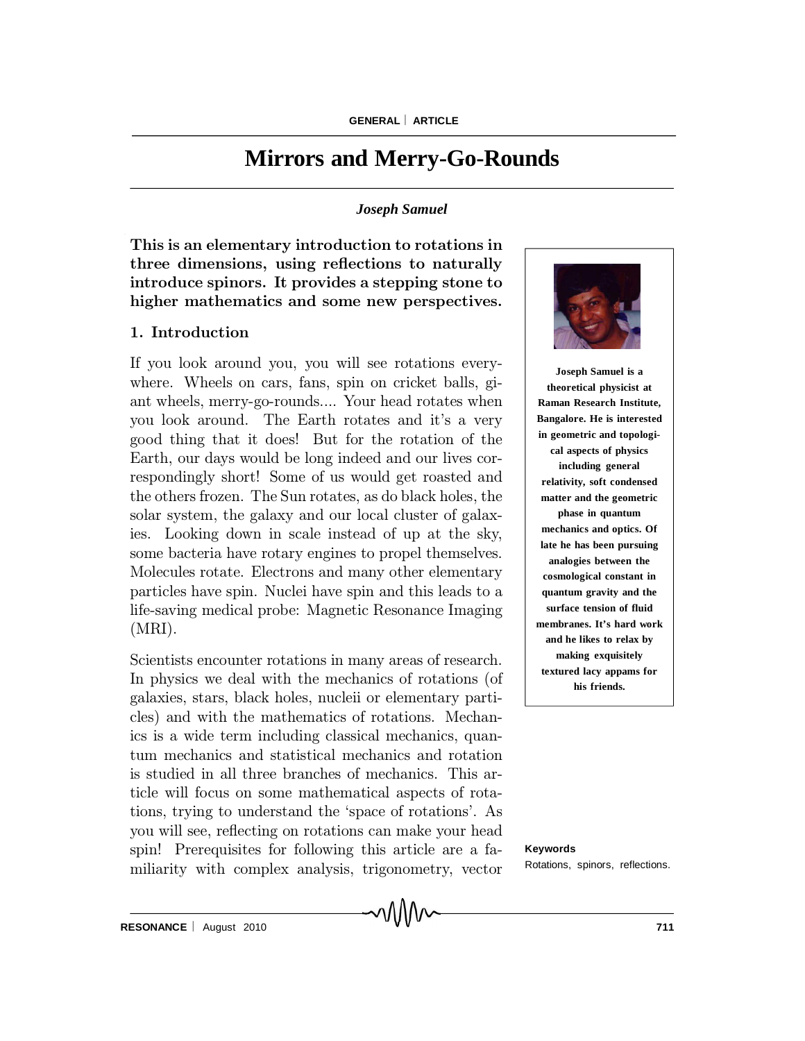# Mirrors and Merry-Go-Rounds

*Joseph Samuel*

**This is an elementary introduction to rotations in three dimensions, using reflections to naturally introduce spinors. It provides a stepping stone to higher mathematics and some new perspectives.**

**Joseph Samuel is a theoretical physicist at Raman Research Institute, Bangalore. He is interested in geometric and topological aspects of physics including general relativity, soft condensed matter and the geometric phase in quantum mechanics and optics. Of late he has been pursuing analogies between the cosmological constant in quantum gravity and the surface tension of fluid membranes. It's hard work and he likes to relax by making exquisitely textured lacy appams for his friends.**

## 1. Introduction

If you look around you, you will see rotations everywhere. Wheels on cars, fans, spin on cricket balls, giant wheels, merry-go-rounds.... Your head rotates when you look around. The Earth rotates and it's a very good thing that it does! But for the rotation of the Earth, our days would be long indeed and our lives correspondingly short! Some of us would get roasted and the others frozen. The Sun rotates, as do black holes, the solar system, the galaxy and our local cluster of galaxies. Looking down in scale instead of up at the sky, some bacteria have rotary engines to propel themselves. Molecules rotate. Electrons and many other elementary particles have spin. Nuclei have spin and this leads to a life-saving medical probe: Magnetic Resonance Imaging (MRI).

Scientists encounter rotations in many areas of research. In physics we deal with the mechanics of rotations (of galaxies, stars, black holes, nucleii or elementary particles) and with the mathematics of rotations. Mechanics is a wide term including classical mechanics, quantum mechanics and statistical mechanics and rotation is studied in all three branches of mechanics. This article will focus on some mathematical aspects of rotations, trying to understand the 'space of rotations'. As you will see, reflecting on rotations can make your head spin! Prerequisites for following this article are a familiarity with complex analysis, trigonometry, vector

**Keywords**

Rotations, spinors, reflections.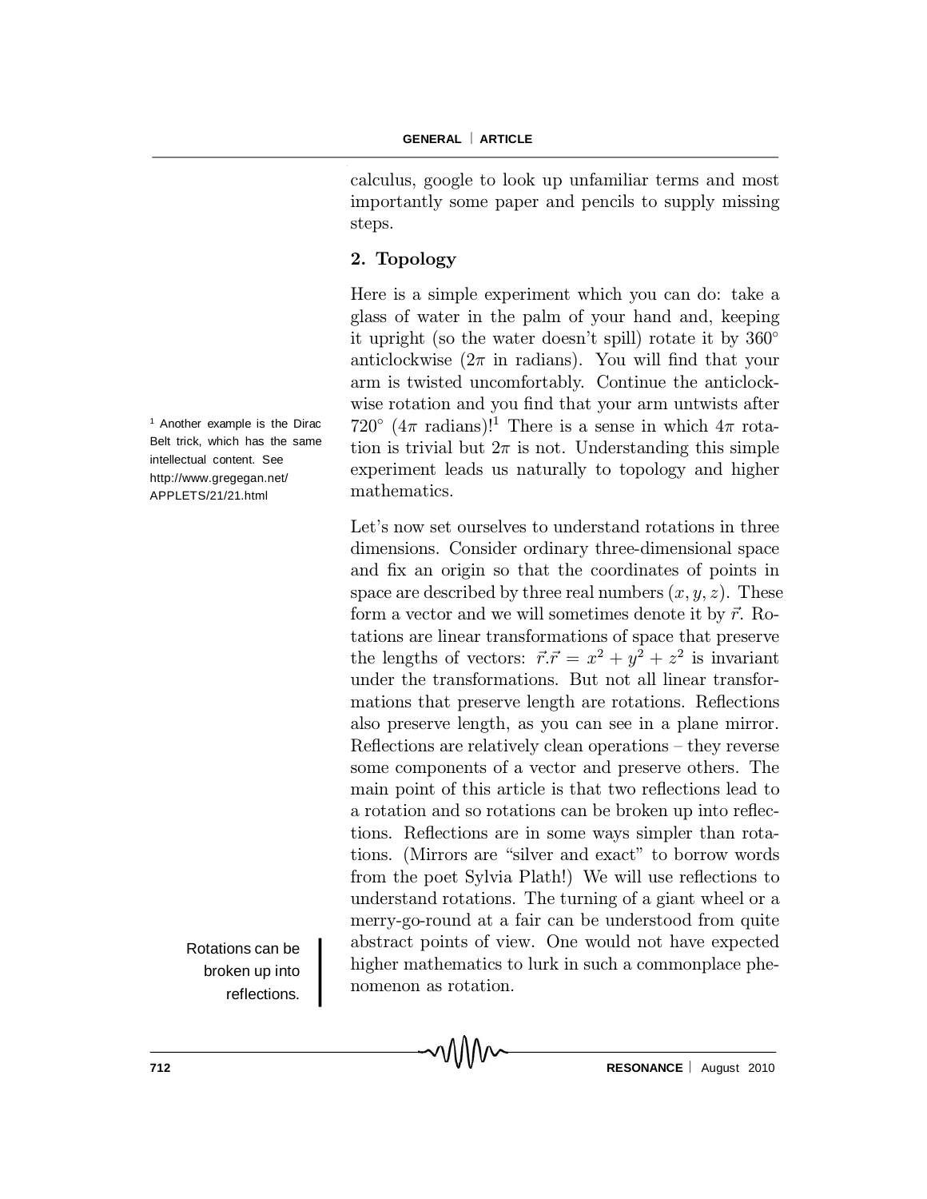calculus, google to look up unfamiliar terms and most importantly some paper and pencils to supply missing steps.

## 2. Topology

Here is a simple experiment which you can do: take a glass of water in the palm of your hand and, keeping it upright (so the water doesn't spill) rotate it by $360^\circ$ anticlockwise ($2\pi$ in radians). You will find that your arm is twisted uncomfortably. Continue the anticlockwise rotation and you find that your arm untwists after $720^\circ$ ($4\pi$ radians)![1] There is a sense in which $4\pi$ rotation is trivial but $2\pi$ is not. Understanding this simple experiment leads us naturally to topology and higher mathematics.

[1] Another example is the Dirac Belt trick, which has the same intellectual content. See http://www.gregegan.net/APPLETS/21/21.html

Let's now set ourselves to understand rotations in three dimensions. Consider ordinary three-dimensional space and fix an origin so that the coordinates of points in space are described by three real numbers $(x, y, z)$. These form a vector and we will sometimes denote it by $\vec{r}$. Rotations are linear transformations of space that preserve the lengths of vectors: $\vec{r}.\vec{r} = x^2 + y^2 + z^2$ is invariant under the transformations. But not all linear transformations that preserve length are rotations. Reflections also preserve length, as you can see in a plane mirror. Reflections are relatively clean operations – they reverse some components of a vector and preserve others. The main point of this article is that two reflections lead to a rotation and so rotations can be broken up into reflections. Reflections are in some ways simpler than rotations. (Mirrors are "silver and exact" to borrow words from the poet Sylvia Plath!) We will use reflections to understand rotations. The turning of a giant wheel or a merry-go-round at a fair can be understood from quite abstract points of view. One would not have expected higher mathematics to lurk in such a commonplace phenomenon as rotation.

Rotations can be broken up into reflections.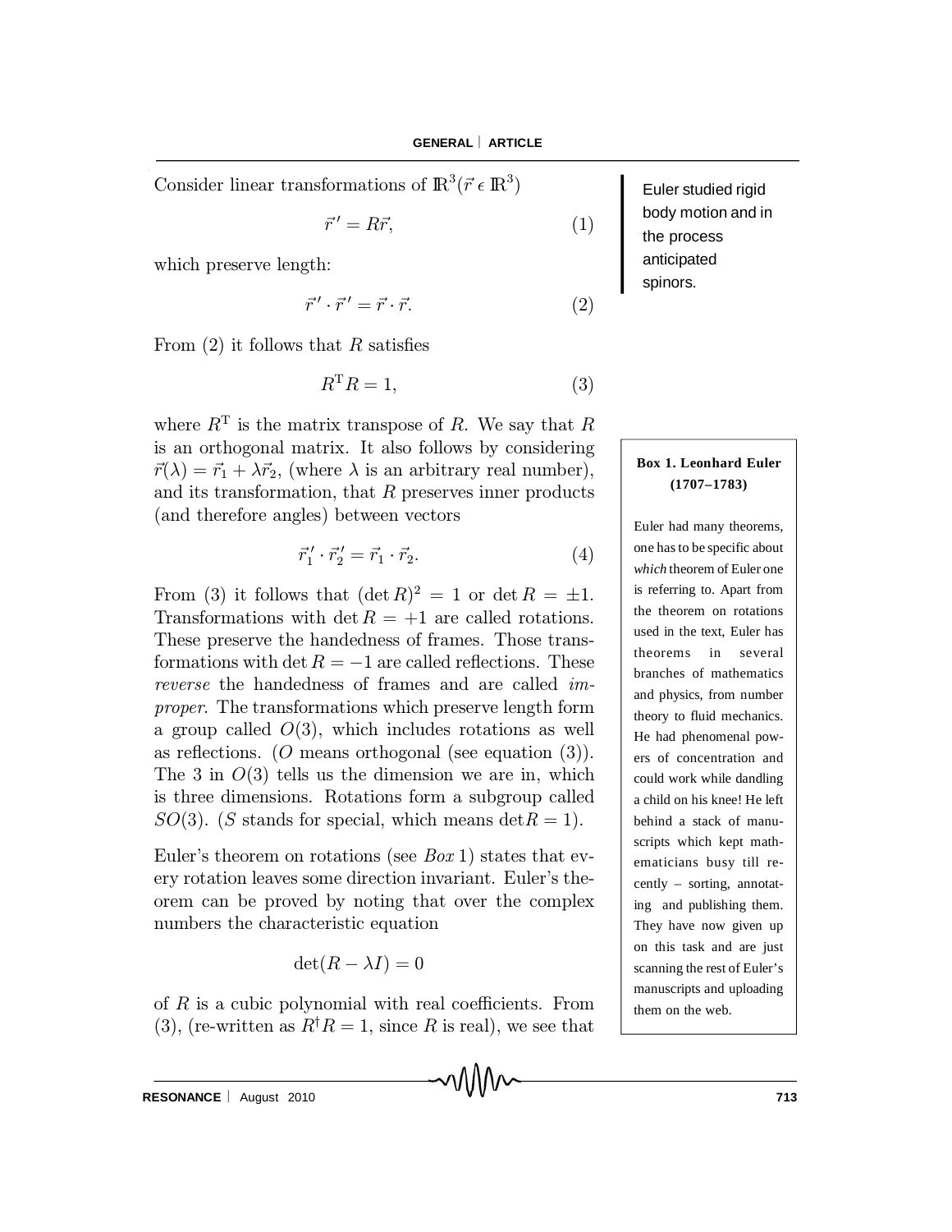Consider linear transformations of $\mathbb{R}^3 (\vec{r} \in \mathbb{R}^3)$

$$\vec{r}\,' = R\vec{r}, \tag{1}$$

which preserve length:

$$\vec{r}\,' \cdot \vec{r}\,' = \vec{r} \cdot \vec{r}. \tag{2}$$

From (2) it follows that $R$ satisfies

$$R^{\mathrm{T}} R = 1, \tag{3}$$

where $R^{\mathrm{T}}$ is the matrix transpose of $R$. We say that $R$ is an orthogonal matrix. It also follows by considering $\vec{r}(\lambda) = \vec{r}_1 + \lambda \vec{r}_2$, (where $\lambda$ is an arbitrary real number), and its transformation, that $R$ preserves inner products (and therefore angles) between vectors

$$\vec{r}_1\,' \cdot \vec{r}_2\,' = \vec{r}_1 \cdot \vec{r}_2. \tag{4}$$

From (3) it follows that $(\det R)^2 = 1$ or $\det R = \pm 1$. Transformations with $\det R = +1$ are called rotations. These preserve the handedness of frames. Those transformations with $\det R = -1$ are called reflections. These *reverse* the handedness of frames and are called *improper*. The transformations which preserve length form a group called $O(3)$, which includes rotations as well as reflections. ($O$ means orthogonal (see equation (3)). The 3 in $O(3)$ tells us the dimension we are in, which is three dimensions. Rotations form a subgroup called $SO(3)$. ($S$ stands for special, which means $\det R = 1$).

Euler studied rigid body motion and in the process anticipated spinors.

Euler's theorem on rotations (see *Box* 1) states that every rotation leaves some direction invariant. Euler's theorem can be proved by noting that over the complex numbers the characteristic equation

$$\det(R - \lambda I) = 0$$

of $R$ is a cubic polynomial with real coefficients. From (3), (re-written as $R^{\dagger} R = 1$, since $R$ is real), we see that

**Box 1. Leonhard Euler (1707–1783)**

Euler had many theorems, one has to be specific about *which* theorem of Euler one is referring to. Apart from the theorem on rotations used in the text, Euler has theorems in several branches of mathematics and physics, from number theory to fluid mechanics. He had phenomenal powers of concentration and could work while dandling a child on his knee! He left behind a stack of manuscripts which kept mathematicians busy till recently – sorting, annotating and publishing them. They have now given up on this task and are just scanning the rest of Euler's manuscripts and uploading them on the web.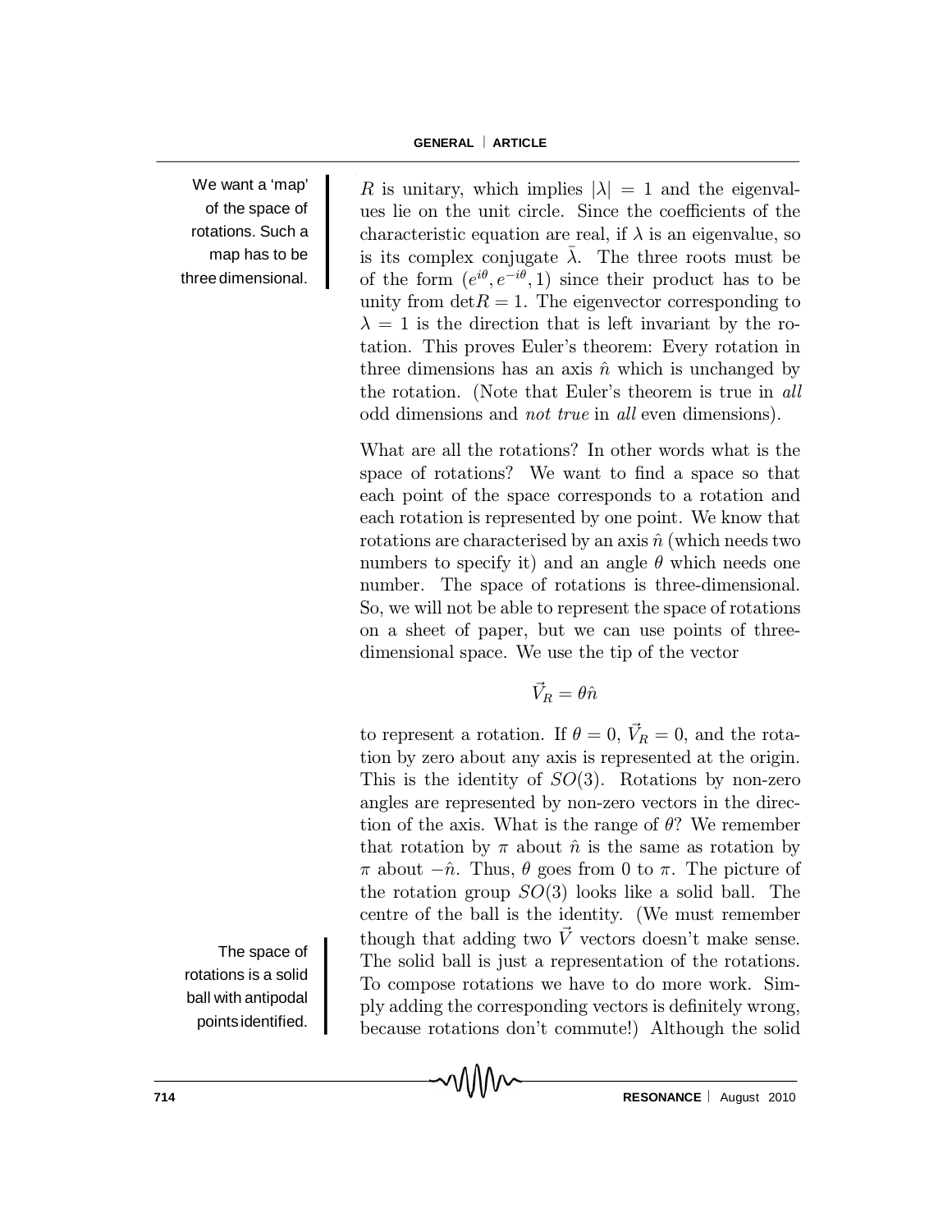We want a 'map' of the space of rotations. Such a map has to be three dimensional.

$R$ is unitary, which implies $|\lambda| = 1$ and the eigenvalues lie on the unit circle. Since the coefficients of the characteristic equation are real, if $\lambda$ is an eigenvalue, so is its complex conjugate $\bar{\lambda}$. The three roots must be of the form $(e^{i\theta}, e^{-i\theta}, 1)$ since their product has to be unity from $\det R = 1$. The eigenvector corresponding to $\lambda = 1$ is the direction that is left invariant by the rotation. This proves Euler's theorem: Every rotation in three dimensions has an axis $\hat{n}$ which is unchanged by the rotation. (Note that Euler's theorem is true in *all* odd dimensions and *not true* in *all* even dimensions).

What are all the rotations? In other words what is the space of rotations? We want to find a space so that each point of the space corresponds to a rotation and each rotation is represented by one point. We know that rotations are characterised by an axis $\hat{n}$ (which needs two numbers to specify it) and an angle $\theta$ which needs one number. The space of rotations is three-dimensional. So, we will not be able to represent the space of rotations on a sheet of paper, but we can use points of three-dimensional space. We use the tip of the vector

$$\vec{V}_R = \theta\hat{n}$$

to represent a rotation. If $\theta = 0$, $\vec{V}_R = 0$, and the rotation by zero about any axis is represented at the origin. This is the identity of $SO(3)$. Rotations by non-zero angles are represented by non-zero vectors in the direction of the axis. What is the range of $\theta$? We remember that rotation by $\pi$ about $\hat{n}$ is the same as rotation by $\pi$ about $-\hat{n}$. Thus, $\theta$ goes from 0 to $\pi$. The picture of the rotation group $SO(3)$ looks like a solid ball. The centre of the ball is the identity. (We must remember though that adding two $\vec{V}$ vectors doesn't make sense. The solid ball is just a representation of the rotations. To compose rotations we have to do more work. Simply adding the corresponding vectors is definitely wrong, because rotations don't commute!) Although the solid

The space of rotations is a solid ball with antipodal points identified.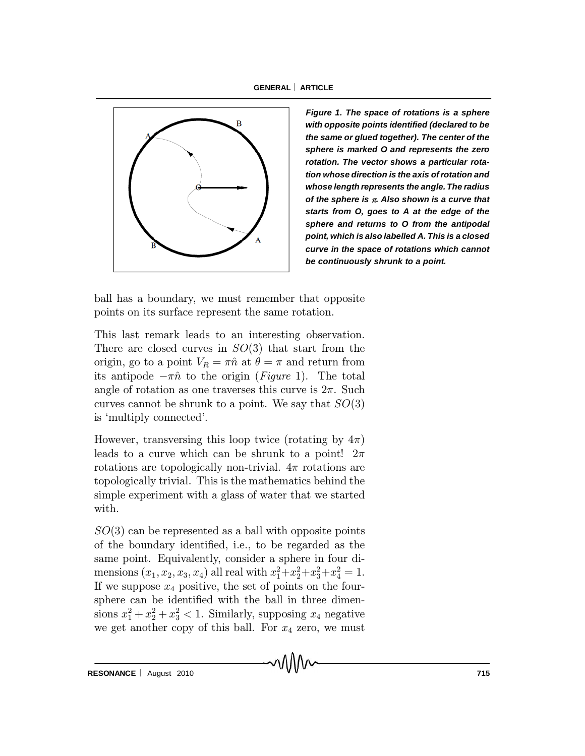*Figure 1. The space of rotations is a sphere with opposite points identified (declared to be the same or glued together). The center of the sphere is marked O and represents the zero rotation. The vector shows a particular rotation whose direction is the axis of rotation and whose length represents the angle. The radius of the sphere is $\pi$. Also shown is a curve that starts from O, goes to A at the edge of the sphere and returns to O from the antipodal point, which is also labelled A. This is a closed curve in the space of rotations which cannot be continuously shrunk to a point.*

ball has a boundary, we must remember that opposite points on its surface represent the same rotation.

This last remark leads to an interesting observation. There are closed curves in $SO(3)$ that start from the origin, go to a point $V_R = \pi\hat{n}$ at $\theta = \pi$ and return from its antipode $-\pi\hat{n}$ to the origin (*Figure* 1). The total angle of rotation as one traverses this curve is $2\pi$. Such curves cannot be shrunk to a point. We say that $SO(3)$ is 'multiply connected'.

However, transversing this loop twice (rotating by $4\pi$) leads to a curve which can be shrunk to a point! $2\pi$ rotations are topologically non-trivial. $4\pi$ rotations are topologically trivial. This is the mathematics behind the simple experiment with a glass of water that we started with.

$SO(3)$ can be represented as a ball with opposite points of the boundary identified, i.e., to be regarded as the same point. Equivalently, consider a sphere in four dimensions $(x_1, x_2, x_3, x_4)$ all real with $x_1^2+x_2^2+x_3^2+x_4^2 = 1$. If we suppose $x_4$ positive, the set of points on the four-sphere can be identified with the ball in three dimensions $x_1^2 + x_2^2 + x_3^2 < 1$. Similarly, supposing $x_4$ negative we get another copy of this ball. For $x_4$ zero, we must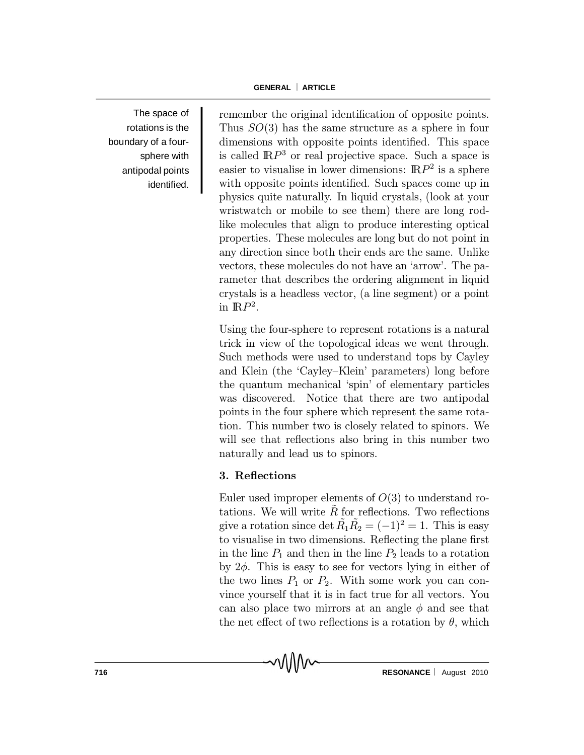The space of rotations is the boundary of a four-sphere with antipodal points identified.

remember the original identification of opposite points. Thus $SO(3)$ has the same structure as a sphere in four dimensions with opposite points identified. This space is called $\mathbb{R}P^3$ or real projective space. Such a space is easier to visualise in lower dimensions: $\mathbb{R}P^2$ is a sphere with opposite points identified. Such spaces come up in physics quite naturally. In liquid crystals, (look at your wristwatch or mobile to see them) there are long rod-like molecules that align to produce interesting optical properties. These molecules are long but do not point in any direction since both their ends are the same. Unlike vectors, these molecules do not have an 'arrow'. The parameter that describes the ordering alignment in liquid crystals is a headless vector, (a line segment) or a point in $\mathbb{R}P^2$.

Using the four-sphere to represent rotations is a natural trick in view of the topological ideas we went through. Such methods were used to understand tops by Cayley and Klein (the 'Cayley–Klein' parameters) long before the quantum mechanical 'spin' of elementary particles was discovered. Notice that there are two antipodal points in the four sphere which represent the same rotation. This number two is closely related to spinors. We will see that reflections also bring in this number two naturally and lead us to spinors.

### 3. Reflections

Euler used improper elements of $O(3)$ to understand rotations. We will write $\tilde{R}$ for reflections. Two reflections give a rotation since $\det \tilde{R}_1 \tilde{R}_2 = (-1)^2 = 1$. This is easy to visualise in two dimensions. Reflecting the plane first in the line $P_1$ and then in the line $P_2$ leads to a rotation by $2\phi$. This is easy to see for vectors lying in either of the two lines $P_1$ or $P_2$. With some work you can convince yourself that it is in fact true for all vectors. You can also place two mirrors at an angle $\phi$ and see that the net effect of two reflections is a rotation by $\theta$, which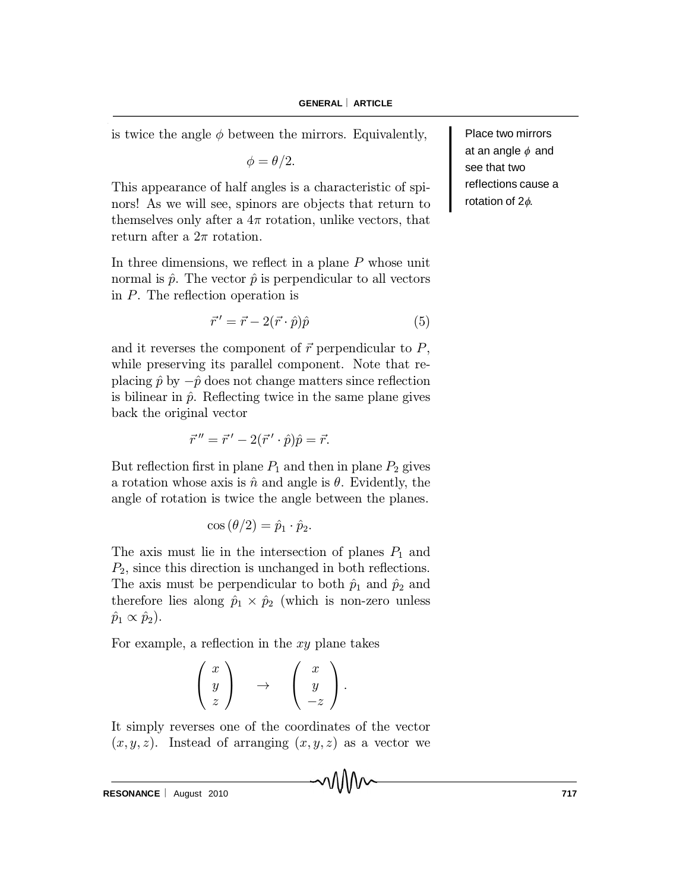is twice the angle $\phi$ between the mirrors. Equivalently,

$$\phi = \theta/2.$$

This appearance of half angles is a characteristic of spinors! As we will see, spinors are objects that return to themselves only after a $4\pi$ rotation, unlike vectors, that return after a $2\pi$ rotation.

Place two mirrors at an angle $\phi$ and see that two reflections cause a rotation of $2\phi$.

In three dimensions, we reflect in a plane $P$ whose unit normal is $\hat{p}$. The vector $\hat{p}$ is perpendicular to all vectors in $P$. The reflection operation is

$$\vec{r}\,' = \vec{r} - 2(\vec{r} \cdot \hat{p})\hat{p} \tag{5}$$

and it reverses the component of $\vec{r}$ perpendicular to $P$, while preserving its parallel component. Note that replacing $\hat{p}$ by $-\hat{p}$ does not change matters since reflection is bilinear in $\hat{p}$. Reflecting twice in the same plane gives back the original vector

$$\vec{r}\,'' = \vec{r}\,' - 2(\vec{r}\,' \cdot \hat{p})\hat{p} = \vec{r}.$$

But reflection first in plane $P_1$ and then in plane $P_2$ gives a rotation whose axis is $\hat{n}$ and angle is $\theta$. Evidently, the angle of rotation is twice the angle between the planes.

$$\cos(\theta/2) = \hat{p}_1 \cdot \hat{p}_2.$$

The axis must lie in the intersection of planes $P_1$ and $P_2$, since this direction is unchanged in both reflections. The axis must be perpendicular to both $\hat{p}_1$ and $\hat{p}_2$ and therefore lies along $\hat{p}_1 \times \hat{p}_2$ (which is non-zero unless $\hat{p}_1 \propto \hat{p}_2$).

For example, a reflection in the $xy$ plane takes

$$\begin{pmatrix} x \\ y \\ z \end{pmatrix} \quad \rightarrow \quad \begin{pmatrix} x \\ y \\ -z \end{pmatrix}.$$

It simply reverses one of the coordinates of the vector $(x, y, z)$. Instead of arranging $(x, y, z)$ as a vector we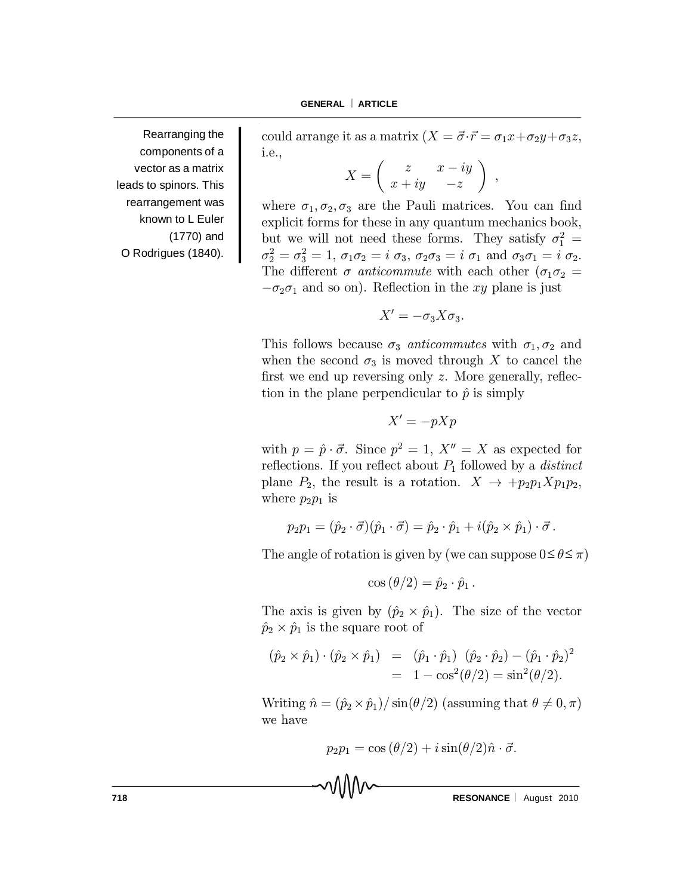Rearranging the components of a vector as a matrix leads to spinors. This rearrangement was known to L Euler (1770) and O Rodrigues (1840).

could arrange it as a matrix ($X = \vec{\sigma}\cdot\vec{r} = \sigma_1 x + \sigma_2 y + \sigma_3 z$, i.e.,

$$X = \begin{pmatrix} z & x - iy \\ x + iy & -z \end{pmatrix} ,$$

where $\sigma_1, \sigma_2, \sigma_3$ are the Pauli matrices. You can find explicit forms for these in any quantum mechanics book, but we will not need these forms. They satisfy $\sigma_1^2 = \sigma_2^2 = \sigma_3^2 = 1$, $\sigma_1\sigma_2 = i\ \sigma_3$, $\sigma_2\sigma_3 = i\ \sigma_1$ and $\sigma_3\sigma_1 = i\ \sigma_2$. The different $\sigma$ *anticommute* with each other ($\sigma_1\sigma_2 = -\sigma_2\sigma_1$ and so on). Reflection in the $xy$ plane is just

$$X' = -\sigma_3 X \sigma_3.$$

This follows because $\sigma_3$ *anticommutes* with $\sigma_1, \sigma_2$ and when the second $\sigma_3$ is moved through $X$ to cancel the first we end up reversing only $z$. More generally, reflection in the plane perpendicular to $\hat{p}$ is simply

$$X' = -pXp$$

with $p = \hat{p}\cdot\vec{\sigma}$. Since $p^2 = 1$, $X'' = X$ as expected for reflections. If you reflect about $P_1$ followed by a *distinct* plane $P_2$, the result is a rotation. $X \to +p_2 p_1 X p_1 p_2$, where $p_2 p_1$ is

$$p_2 p_1 = (\hat{p}_2\cdot\vec{\sigma})(\hat{p}_1\cdot\vec{\sigma}) = \hat{p}_2\cdot\hat{p}_1 + i(\hat{p}_2\times\hat{p}_1)\cdot\vec{\sigma}\,.$$

The angle of rotation is given by (we can suppose $0 \le \theta \le \pi$)

$$\cos(\theta/2) = \hat{p}_2\cdot\hat{p}_1\,.$$

The axis is given by $(\hat{p}_2\times\hat{p}_1)$. The size of the vector $\hat{p}_2\times\hat{p}_1$ is the square root of

$$\begin{aligned}(\hat{p}_2\times\hat{p}_1)\cdot(\hat{p}_2\times\hat{p}_1) &= (\hat{p}_1\cdot\hat{p}_1)\ (\hat{p}_2\cdot\hat{p}_2) - (\hat{p}_1\cdot\hat{p}_2)^2 \\ &= 1 - \cos^2(\theta/2) = \sin^2(\theta/2).\end{aligned}$$

Writing $\hat{n} = (\hat{p}_2\times\hat{p}_1)/\sin(\theta/2)$ (assuming that $\theta \neq 0, \pi$) we have

$$p_2 p_1 = \cos(\theta/2) + i\sin(\theta/2)\hat{n}\cdot\vec{\sigma}.$$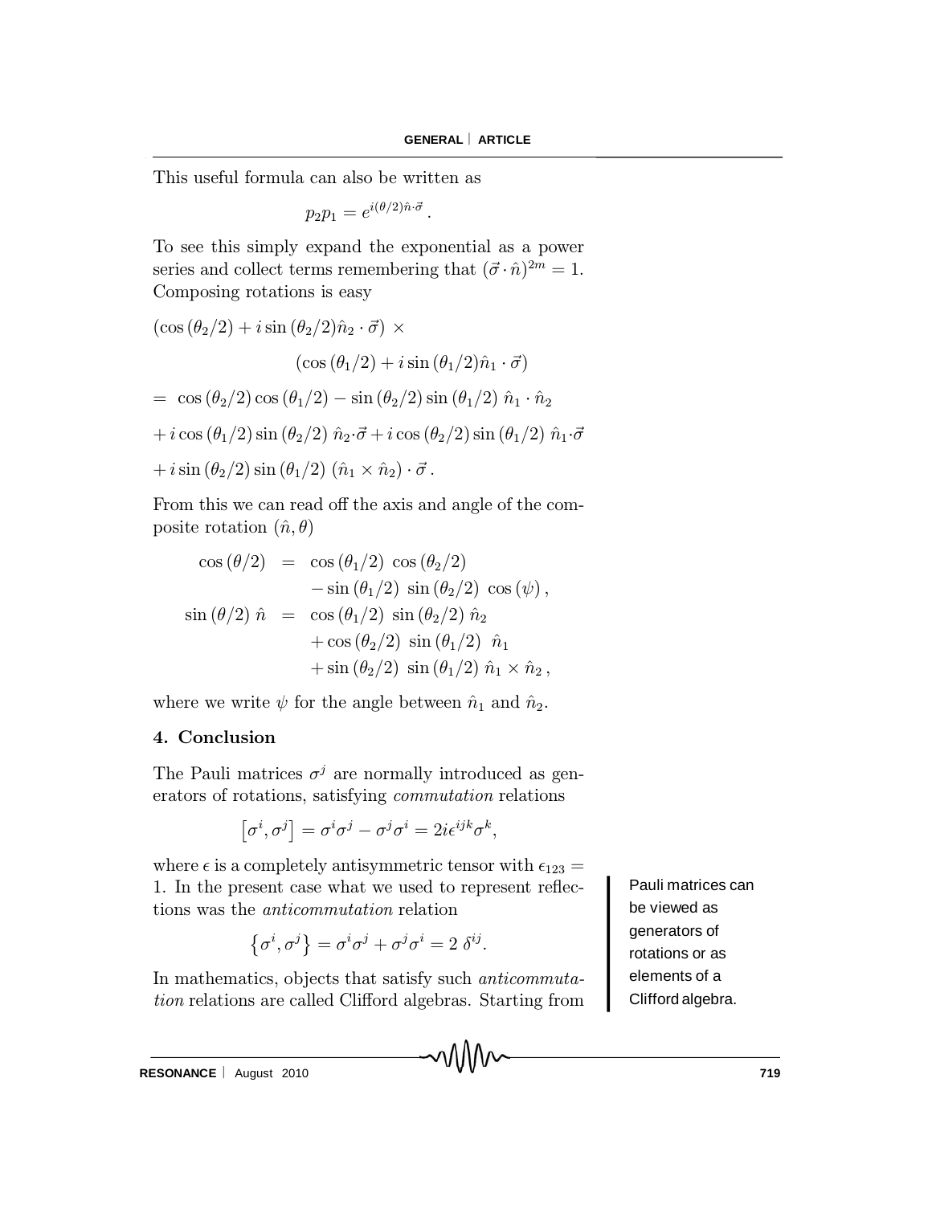This useful formula can also be written as

$$p_2 p_1 = e^{i(\theta/2)\hat{n}\cdot\vec{\sigma}}\,.$$

To see this simply expand the exponential as a power series and collect terms remembering that $(\vec{\sigma}\cdot\hat{n})^{2m} = 1$. Composing rotations is easy

$$
\begin{aligned}
&(\cos(\theta_2/2) + i\sin(\theta_2/2)\hat{n}_2\cdot\vec{\sigma}) \times \\
&\qquad\qquad (\cos(\theta_1/2) + i\sin(\theta_1/2)\hat{n}_1\cdot\vec{\sigma}) \\
&= \cos(\theta_2/2)\cos(\theta_1/2) - \sin(\theta_2/2)\sin(\theta_1/2)\ \hat{n}_1\cdot\hat{n}_2 \\
&+ i\cos(\theta_1/2)\sin(\theta_2/2)\ \hat{n}_2\cdot\vec{\sigma} + i\cos(\theta_2/2)\sin(\theta_1/2)\ \hat{n}_1\cdot\vec{\sigma} \\
&+ i\sin(\theta_2/2)\sin(\theta_1/2)\ (\hat{n}_1\times\hat{n}_2)\cdot\vec{\sigma}\,.
\end{aligned}
$$

From this we can read off the axis and angle of the composite rotation $(\hat{n},\theta)$

$$
\begin{aligned}
\cos(\theta/2) &= \cos(\theta_1/2)\ \cos(\theta_2/2) \\
&\quad - \sin(\theta_1/2)\ \sin(\theta_2/2)\ \cos(\psi)\,, \\
\sin(\theta/2)\ \hat{n} &= \cos(\theta_1/2)\ \sin(\theta_2/2)\ \hat{n}_2 \\
&\quad + \cos(\theta_2/2)\ \sin(\theta_1/2)\ \ \hat{n}_1 \\
&\quad + \sin(\theta_2/2)\ \sin(\theta_1/2)\ \hat{n}_1\times\hat{n}_2\,,
\end{aligned}
$$

where we write $\psi$ for the angle between $\hat{n}_1$ and $\hat{n}_2$.

## 4. Conclusion

The Pauli matrices $\sigma^j$ are normally introduced as generators of rotations, satisfying *commutation* relations

$$\left[\sigma^i,\sigma^j\right] = \sigma^i\sigma^j - \sigma^j\sigma^i = 2i\epsilon^{ijk}\sigma^k,$$

where $\epsilon$ is a completely antisymmetric tensor with $\epsilon_{123} = 1$. In the present case what we used to represent reflections was the *anticommutation* relation

$$\left\{\sigma^i,\sigma^j\right\} = \sigma^i\sigma^j + \sigma^j\sigma^i = 2\ \delta^{ij}.$$

In mathematics, objects that satisfy such *anticommutation* relations are called Clifford algebras. Starting from

Pauli matrices can be viewed as generators of rotations or as elements of a Clifford algebra.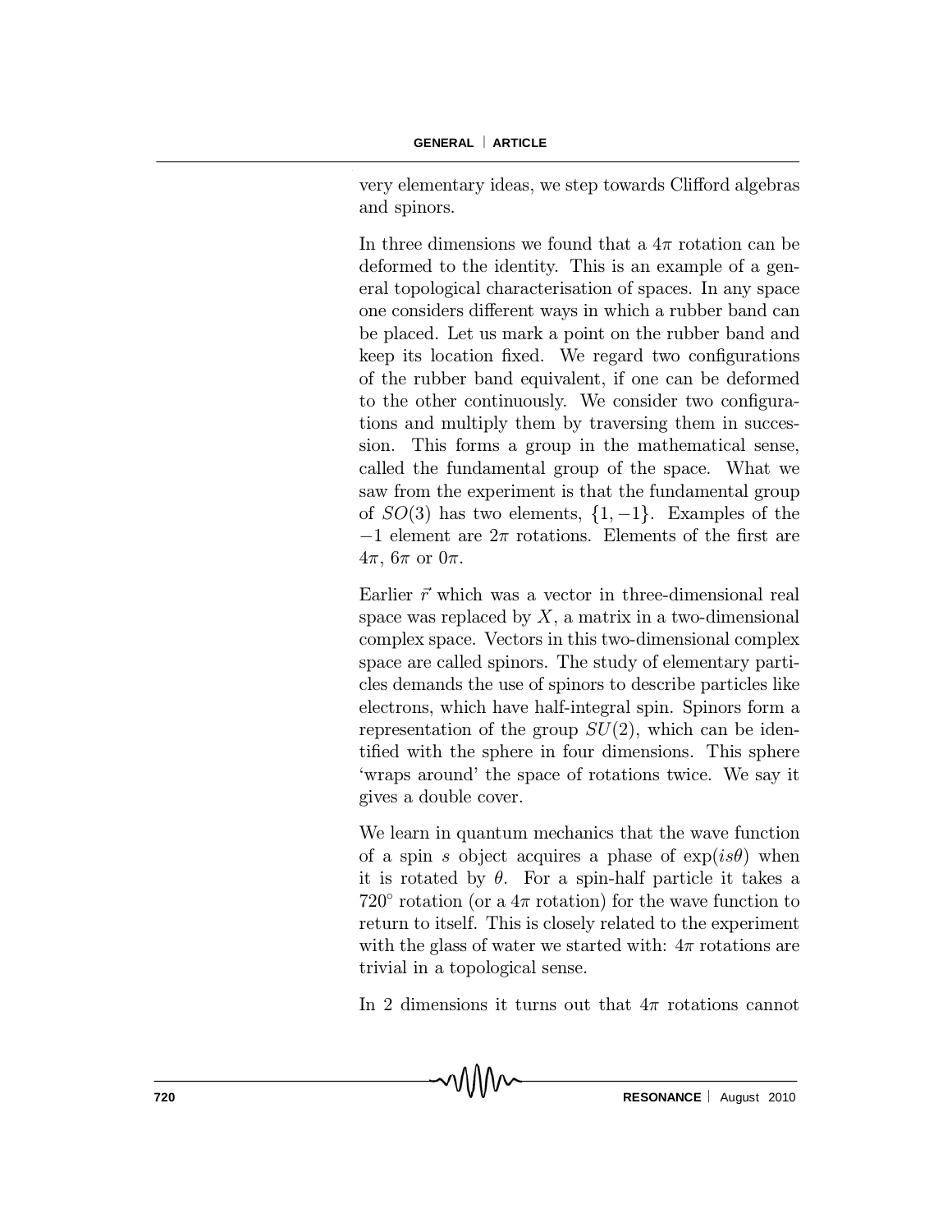very elementary ideas, we step towards Clifford algebras and spinors.

In three dimensions we found that a $4\pi$ rotation can be deformed to the identity. This is an example of a general topological characterisation of spaces. In any space one considers different ways in which a rubber band can be placed. Let us mark a point on the rubber band and keep its location fixed. We regard two configurations of the rubber band equivalent, if one can be deformed to the other continuously. We consider two configurations and multiply them by traversing them in succession. This forms a group in the mathematical sense, called the fundamental group of the space. What we saw from the experiment is that the fundamental group of $SO(3)$ has two elements, $\{1, -1\}$. Examples of the $-1$ element are $2\pi$ rotations. Elements of the first are $4\pi$, $6\pi$ or $0\pi$.

Earlier $\vec{r}$ which was a vector in three-dimensional real space was replaced by $X$, a matrix in a two-dimensional complex space. Vectors in this two-dimensional complex space are called spinors. The study of elementary particles demands the use of spinors to describe particles like electrons, which have half-integral spin. Spinors form a representation of the group $SU(2)$, which can be identified with the sphere in four dimensions. This sphere 'wraps around' the space of rotations twice. We say it gives a double cover.

We learn in quantum mechanics that the wave function of a spin $s$ object acquires a phase of $\exp(is\theta)$ when it is rotated by $\theta$. For a spin-half particle it takes a $720^\circ$ rotation (or a $4\pi$ rotation) for the wave function to return to itself. This is closely related to the experiment with the glass of water we started with: $4\pi$ rotations are trivial in a topological sense.

In 2 dimensions it turns out that $4\pi$ rotations cannot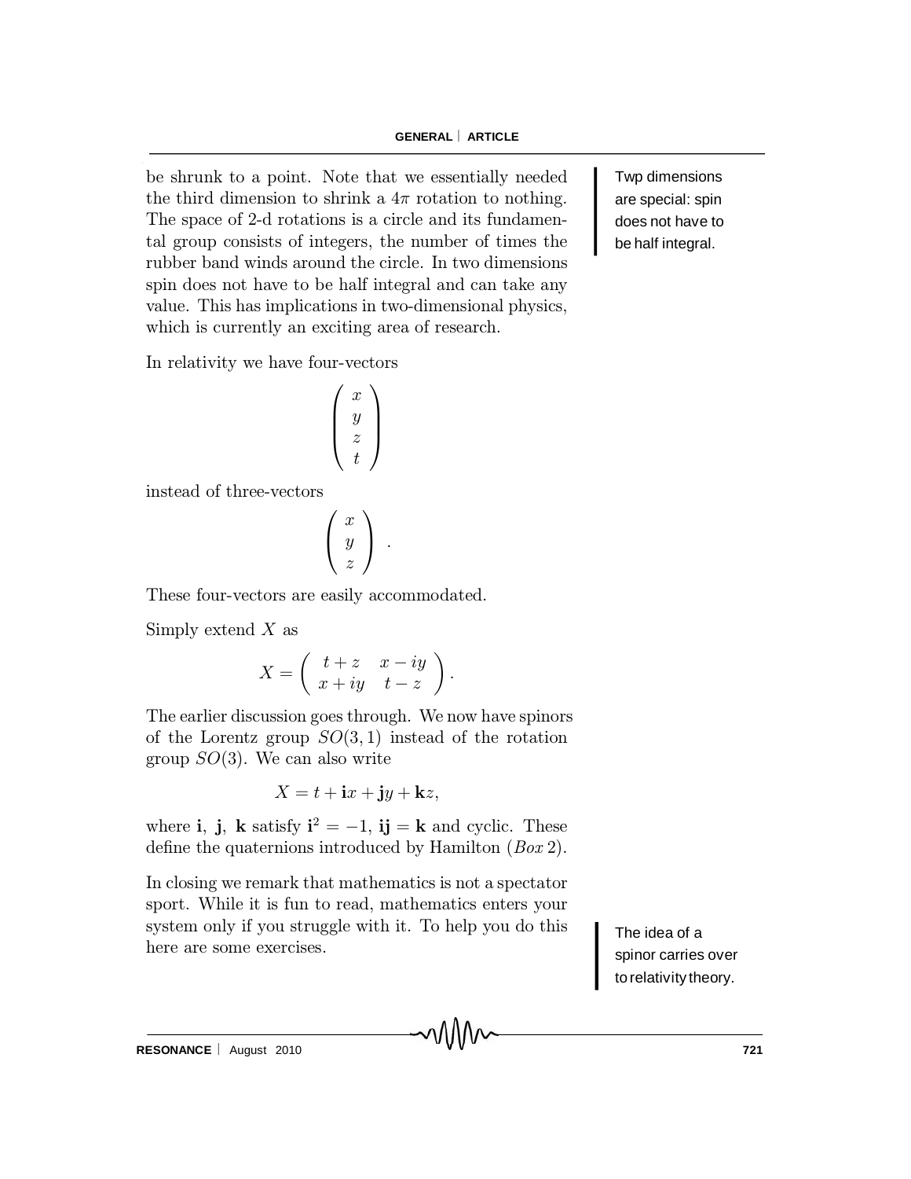be shrunk to a point. Note that we essentially needed the third dimension to shrink a $4\pi$ rotation to nothing. The space of 2-d rotations is a circle and its fundamental group consists of integers, the number of times the rubber band winds around the circle. In two dimensions spin does not have to be half integral and can take any value. This has implications in two-dimensional physics, which is currently an exciting area of research.

Twp dimensions are special: spin does not have to be half integral.

In relativity we have four-vectors

$$\begin{pmatrix} x \\ y \\ z \\ t \end{pmatrix}$$

instead of three-vectors

$$\begin{pmatrix} x \\ y \\ z \end{pmatrix} .$$

These four-vectors are easily accommodated.

Simply extend $X$ as

$$X = \begin{pmatrix} t+z & x-iy \\ x+iy & t-z \end{pmatrix}.$$

The earlier discussion goes through. We now have spinors of the Lorentz group $SO(3,1)$ instead of the rotation group $SO(3)$. We can also write

$$X = t + \mathbf{i}x + \mathbf{j}y + \mathbf{k}z,$$

where $\mathbf{i}$, $\mathbf{j}$, $\mathbf{k}$ satisfy $\mathbf{i}^2 = -1$, $\mathbf{ij} = \mathbf{k}$ and cyclic. These define the quaternions introduced by Hamilton (*Box* 2).

In closing we remark that mathematics is not a spectator sport. While it is fun to read, mathematics enters your system only if you struggle with it. To help you do this here are some exercises.

The idea of a spinor carries over to relativity theory.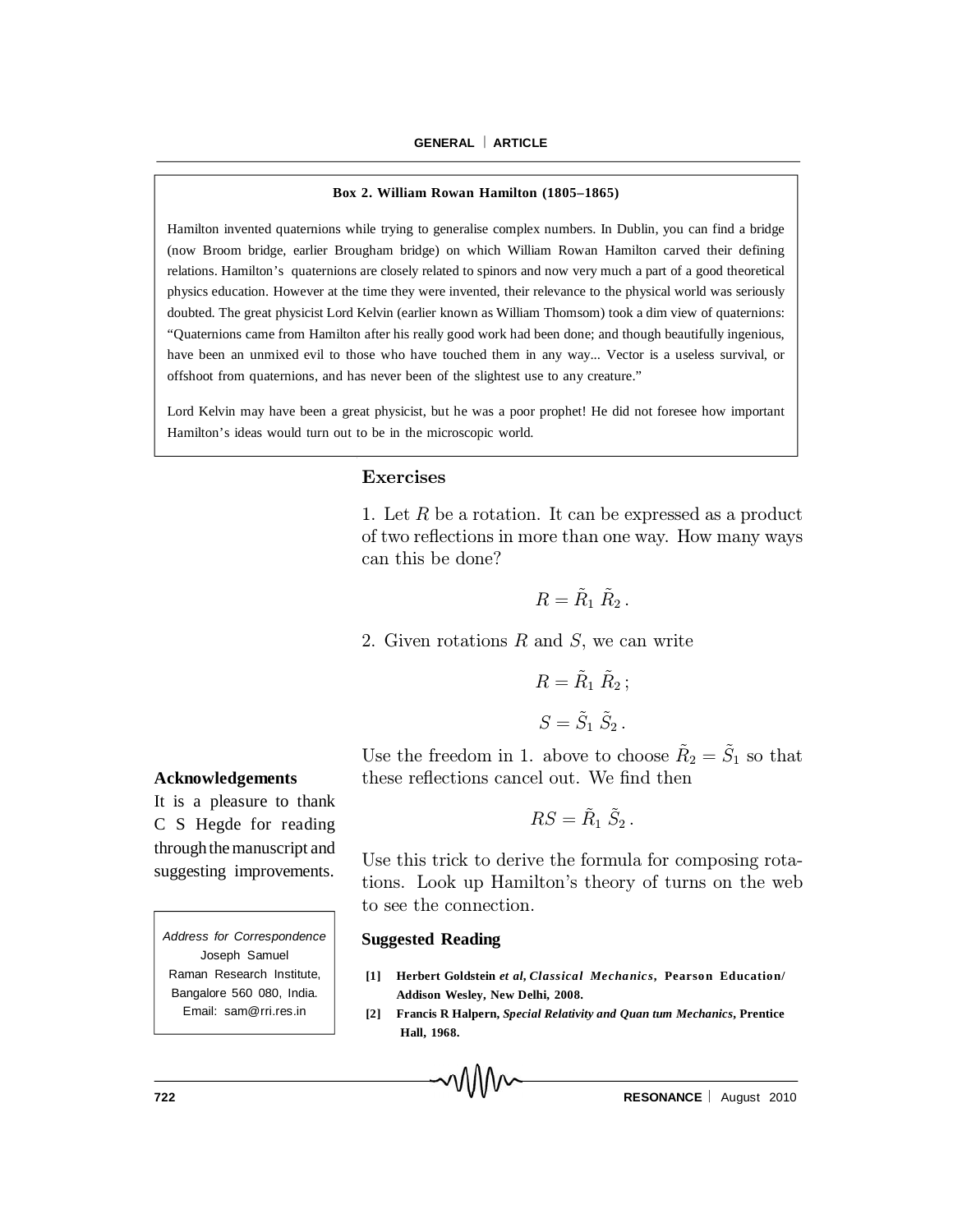**Box 2. William Rowan Hamilton (1805–1865)**

Hamilton invented quaternions while trying to generalise complex numbers. In Dublin, you can find a bridge (now Broom bridge, earlier Brougham bridge) on which William Rowan Hamilton carved their defining relations. Hamilton's quaternions are closely related to spinors and now very much a part of a good theoretical physics education. However at the time they were invented, their relevance to the physical world was seriously doubted. The great physicist Lord Kelvin (earlier known as William Thomsom) took a dim view of quaternions: "Quaternions came from Hamilton after his really good work had been done; and though beautifully ingenious, have been an unmixed evil to those who have touched them in any way... Vector is a useless survival, or offshoot from quaternions, and has never been of the slightest use to any creature."

Lord Kelvin may have been a great physicist, but he was a poor prophet! He did not foresee how important Hamilton's ideas would turn out to be in the microscopic world.

## Exercises

1. Let $R$ be a rotation. It can be expressed as a product of two reflections in more than one way. How many ways can this be done?

$$R = \tilde{R}_1 \, \tilde{R}_2 \, .$$

2. Given rotations $R$ and $S$, we can write

$$R = \tilde{R}_1 \, \tilde{R}_2 \, ;$$

$$S = \tilde{S}_1 \, \tilde{S}_2 \, .$$

Use the freedom in 1. above to choose $\tilde{R}_2 = \tilde{S}_1$ so that these reflections cancel out. We find then

$$RS = \tilde{R}_1 \, \tilde{S}_2 \, .$$

Use this trick to derive the formula for composing rotations. Look up Hamilton's theory of turns on the web to see the connection.

### Acknowledgements

It is a pleasure to thank C S Hegde for reading through the manuscript and suggesting improvements.

*Address for Correspondence*
Joseph Samuel
Raman Research Institute,
Bangalore 560 080, India.
Email: sam@rri.res.in

### Suggested Reading

[1] **Herbert Goldstein *et al*, *Classical Mechanics*, Pearson Education/ Addison Wesley, New Delhi, 2008.**

[2] **Francis R Halpern, *Special Relativity and Quan tum Mechanics*, Prentice Hall, 1968.**